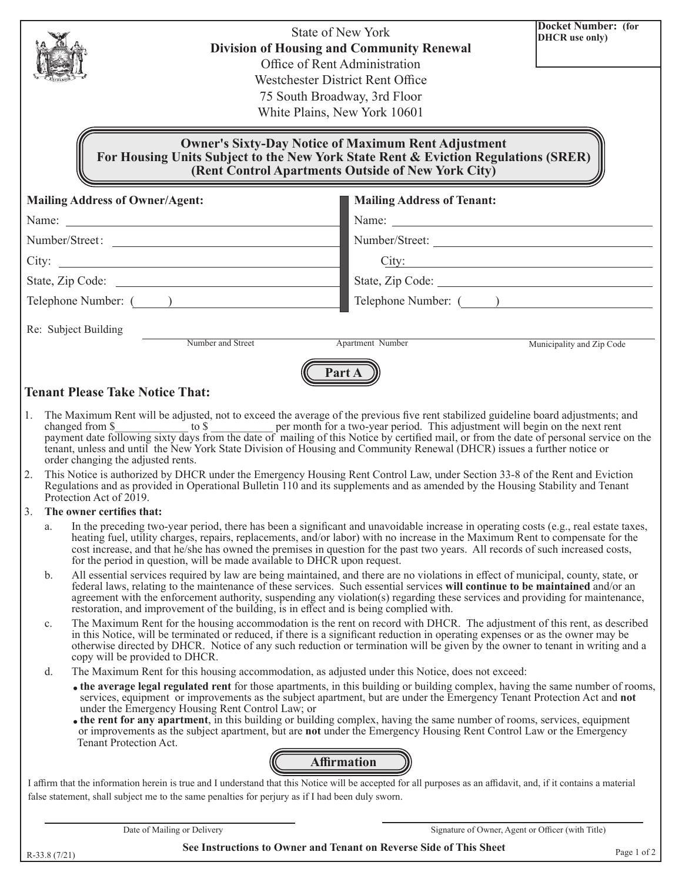State of New York
**Division of Housing and Community Renewal**
Office of Rent Administration
Westchester District Rent Office
75 South Broadway, 3rd Floor
White Plains, New York 10601

**Docket Number: (for DHCR use only)**

## Owner's Sixty-Day Notice of Maximum Rent Adjustment For Housing Units Subject to the New York State Rent & Eviction Regulations (SRER) (Rent Control Apartments Outside of New York City)

| **Mailing Address of Owner/Agent:** | **Mailing Address of Tenant:** |
|---|---|
| Name: | Name: |
| Number/Street: | Number/Street: |
| City: | City: |
| State, Zip Code: | State, Zip Code: |
| Telephone Number: ( ) | Telephone Number: ( ) |

Re: Subject Building ______________________________________________
Number and Street | Apartment Number | Municipality and Zip Code

## Part A

### Tenant Please Take Notice That:

1. The Maximum Rent will be adjusted, not to exceed the average of the previous five rent stabilized guideline board adjustments; and changed from $_____________ to $ ___________ per month for a two-year period. This adjustment will begin on the next rent payment date following sixty days from the date of mailing of this Notice by certified mail, or from the date of personal service on the tenant, unless and until the New York State Division of Housing and Community Renewal (DHCR) issues a further notice or order changing the adjusted rents.
2. This Notice is authorized by DHCR under the Emergency Housing Rent Control Law, under Section 33-8 of the Rent and Eviction Regulations and as provided in Operational Bulletin 110 and its supplements and as amended by the Housing Stability and Tenant Protection Act of 2019.
3. **The owner certifies that:**
   a. In the preceding two-year period, there has been a significant and unavoidable increase in operating costs (e.g., real estate taxes, heating fuel, utility charges, repairs, replacements, and/or labor) with no increase in the Maximum Rent to compensate for the cost increase, and that he/she has owned the premises in question for the past two years. All records of such increased costs, for the period in question, will be made available to DHCR upon request.
   b. All essential services required by law are being maintained, and there are no violations in effect of municipal, county, state, or federal laws, relating to the maintenance of these services. Such essential services **will continue to be maintained** and/or an agreement with the enforcement authority, suspending any violation(s) regarding these services and providing for maintenance, restoration, and improvement of the building, is in effect and is being complied with.
   c. The Maximum Rent for the housing accommodation is the rent on record with DHCR. The adjustment of this rent, as described in this Notice, will be terminated or reduced, if there is a significant reduction in operating expenses or as the owner may be otherwise directed by DHCR. Notice of any such reduction or termination will be given by the owner to tenant in writing and a copy will be provided to DHCR.
   d. The Maximum Rent for this housing accommodation, as adjusted under this Notice, does not exceed:
      - **the average legal regulated rent** for those apartments, in this building or building complex, having the same number of rooms, services, equipment or improvements as the subject apartment, but are under the Emergency Tenant Protection Act and **not** under the Emergency Housing Rent Control Law; or
      - **the rent for any apartment**, in this building or building complex, having the same number of rooms, services, equipment or improvements as the subject apartment, but are **not** under the Emergency Housing Rent Control Law or the Emergency Tenant Protection Act.

## Affirmation

I affirm that the information herein is true and I understand that this Notice will be accepted for all purposes as an affidavit, and, if it contains a material false statement, shall subject me to the same penalties for perjury as if I had been duly sworn.

______________________________ Date of Mailing or Delivery

______________________________ Signature of Owner, Agent or Officer (with Title)

R-33.8 (7/21)

**See Instructions to Owner and Tenant on Reverse Side of This Sheet**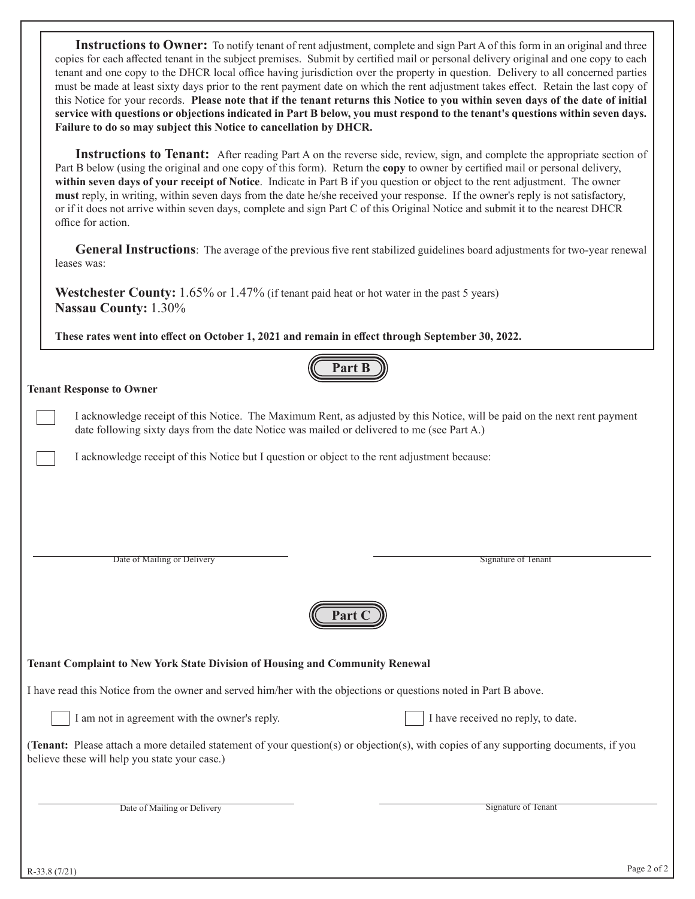**Instructions to Owner:** To notify tenant of rent adjustment, complete and sign Part A of this form in an original and three copies for each affected tenant in the subject premises. Submit by certified mail or personal delivery original and one copy to each tenant and one copy to the DHCR local office having jurisdiction over the property in question. Delivery to all concerned parties must be made at least sixty days prior to the rent payment date on which the rent adjustment takes effect. Retain the last copy of this Notice for your records. **Please note that if the tenant returns this Notice to you within seven days of the date of initial service with questions or objections indicated in Part B below, you must respond to the tenant's questions within seven days. Failure to do so may subject this Notice to cancellation by DHCR.**

**Instructions to Tenant:** After reading Part A on the reverse side, review, sign, and complete the appropriate section of Part B below (using the original and one copy of this form). Return the **copy** to owner by certified mail or personal delivery, **within seven days of your receipt of Notice**. Indicate in Part B if you question or object to the rent adjustment. The owner **must** reply, in writing, within seven days from the date he/she received your response. If the owner's reply is not satisfactory, or if it does not arrive within seven days, complete and sign Part C of this Original Notice and submit it to the nearest DHCR office for action.

**General Instructions**: The average of the previous five rent stabilized guidelines board adjustments for two-year renewal leases was:

**Westchester County:** 1.65% or 1.47% (if tenant paid heat or hot water in the past 5 years)
**Nassau County:** 1.30%

**These rates went into effect on October 1, 2021 and remain in effect through September 30, 2022.**

## Part B

**Tenant Response to Owner**

☐ I acknowledge receipt of this Notice. The Maximum Rent, as adjusted by this Notice, will be paid on the next rent payment date following sixty days from the date Notice was mailed or delivered to me (see Part A.)

☐ I acknowledge receipt of this Notice but I question or object to the rent adjustment because:

\_\_\_\_\_\_\_\_\_\_\_\_\_\_\_\_\_\_\_\_\_\_\_\_\_\_\_\_ Date of Mailing or Delivery

\_\_\_\_\_\_\_\_\_\_\_\_\_\_\_\_\_\_\_\_\_\_\_\_\_\_\_\_ Signature of Tenant

## Part C

**Tenant Complaint to New York State Division of Housing and Community Renewal**

I have read this Notice from the owner and served him/her with the objections or questions noted in Part B above.

☐ I am not in agreement with the owner's reply.

☐ I have received no reply, to date.

(**Tenant:** Please attach a more detailed statement of your question(s) or objection(s), with copies of any supporting documents, if you believe these will help you state your case.)

\_\_\_\_\_\_\_\_\_\_\_\_\_\_\_\_\_\_\_\_\_\_\_\_\_\_\_\_ Date of Mailing or Delivery

\_\_\_\_\_\_\_\_\_\_\_\_\_\_\_\_\_\_\_\_\_\_\_\_\_\_\_\_ Signature of Tenant

R-33.8 (7/21)